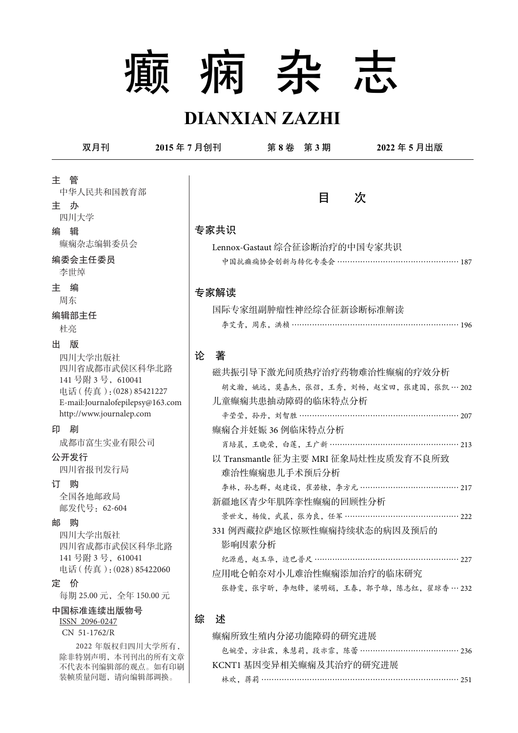# 癫 痫 杂 志

# DIANXIAN ZAZHI

双月刊　　2015 年 7 月创刊　　第 8 卷　第 3 期　　2022 年 5 月出版

**主　管**
中华人民共和国教育部

**主　办**
四川大学

**编　辑**
癫痫杂志编辑委员会

**编委会主任委员**
李世绰

**主　编**
周东

**编辑部主任**
杜亮

**出　版**
四川大学出版社
四川省成都市武侯区科华北路 141 号附 3 号，610041
电话（传真）：(028) 85421227
E-mail:Journalofepilepsy@163.com
http://www.journalep.com

**印　刷**
成都市富生实业有限公司

**公开发行**
四川省报刊发行局

**订　购**
全国各地邮政局
邮发代号：62-604

**邮　购**
四川大学出版社
四川省成都市武侯区科华北路 141 号附 3 号，610041
电话（传真）：(028) 85422060

**定　价**
每期 25.00 元，全年 150.00 元

**中国标准连续出版物号**
ISSN 2096-0247
CN 51-1762/R

2022 年版权归四川大学所有，除非特别声明，本刊刊出的所有文章不代表本刊编辑部的观点。如有印刷装帧质量问题，请向编辑部调换。

## 目　次

### 专家共识

Lennox-Gastaut 综合征诊断治疗的中国专家共识
中国抗癫痫协会创新与转化专委会 ······ 187

### 专家解读

国际专家组副肿瘤性神经综合征新诊断标准解读
李艾青，周东，洪桢 ······ 196

### 论　著

磁共振引导下激光间质热疗治疗药物难治性癫痫的疗效分析
胡文瀚，姚远，莫嘉杰，张弨，王秀，刘畅，赵宝田，张建国，张凯 ··· 202

儿童癫痫共患抽动障碍的临床特点分析
辛莹莹，孙丹，刘智胜 ······ 207

癫痫合并妊娠 36 例临床特点分析
肖培晨，王晓荣，白莲，王广新 ······ 213

以 Transmantle 征为主要 MRI 征象局灶性皮质发育不良所致难治性癫痫患儿手术预后分析
李林，孙志群，赵建设，崔若棣，李方元 ······ 217

新疆地区青少年肌阵挛性癫痫的回顾性分析
景世文，杨俊，武晨，张为良，任军 ······ 222

331 例西藏拉萨地区惊厥性癫痫持续状态的病因及预后的影响因素分析
纪源慈，赵玉华，边巴普尺 ······ 227

应用吡仑帕奈对小儿难治性癫痫添加治疗的临床研究
张静雯，张宇昕，李旭锋，梁明娟，王春，郭予雄，陈志红，翟琼香 ··· 232

### 综　述

癫痫所致生殖内分泌功能障碍的研究进展
包婉莹，方壮霖，朱慧莉，段亦霏，陈蕾 ······ 236

KCNT1 基因变异相关癫痫及其治疗的研究进展
林欢，蒋莉 ······ 251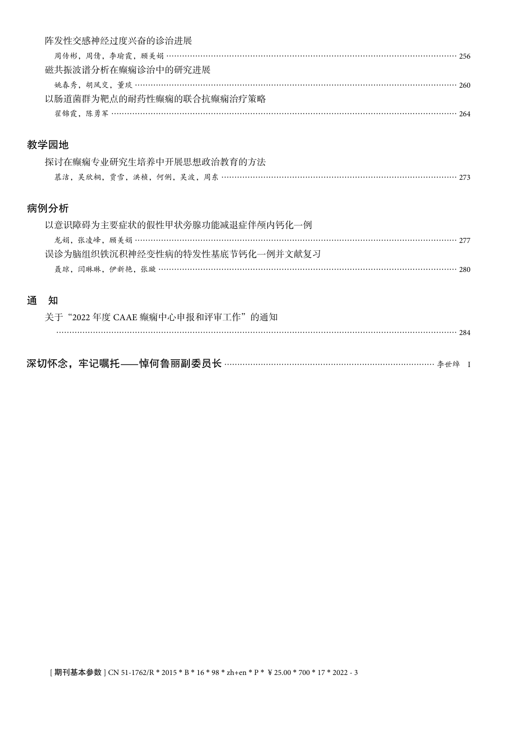阵发性交感神经过度兴奋的诊治进展

周传彬，周倩，李瑜霞，顾美娟 …… 256

磁共振波谱分析在癫痫诊治中的研究进展

姚春秀，胡凤交，董琰 …… 260

以肠道菌群为靶点的耐药性癫痫的联合抗癫痫治疗策略

翟锦霞，陈勇军 …… 264

## 教学园地

探讨在癫痫专业研究生培养中开展思想政治教育的方法

慕洁，吴欣桐，贾雪，洪桢，何俐，吴波，周东 …… 273

## 病例分析

以意识障碍为主要症状的假性甲状旁腺功能减退症伴颅内钙化一例

龙娟，张凌峰，顾美娟 …… 277

误诊为脑组织铁沉积神经变性病的特发性基底节钙化一例并文献复习

聂琼，闫琳琳，伊新艳，张璇 …… 280

## 通　知

关于“2022 年度 CAAE 癫痫中心申报和评审工作”的通知

…… 284

## 深切怀念，牢记嘱托——悼何鲁丽副委员长 …… 李世绰 I

[ **期刊基本参数** ] CN 51-1762/R * 2015 * B * 16 * 98 * zh+en * P * ¥ 25.00 * 700 * 17 * 2022 - 3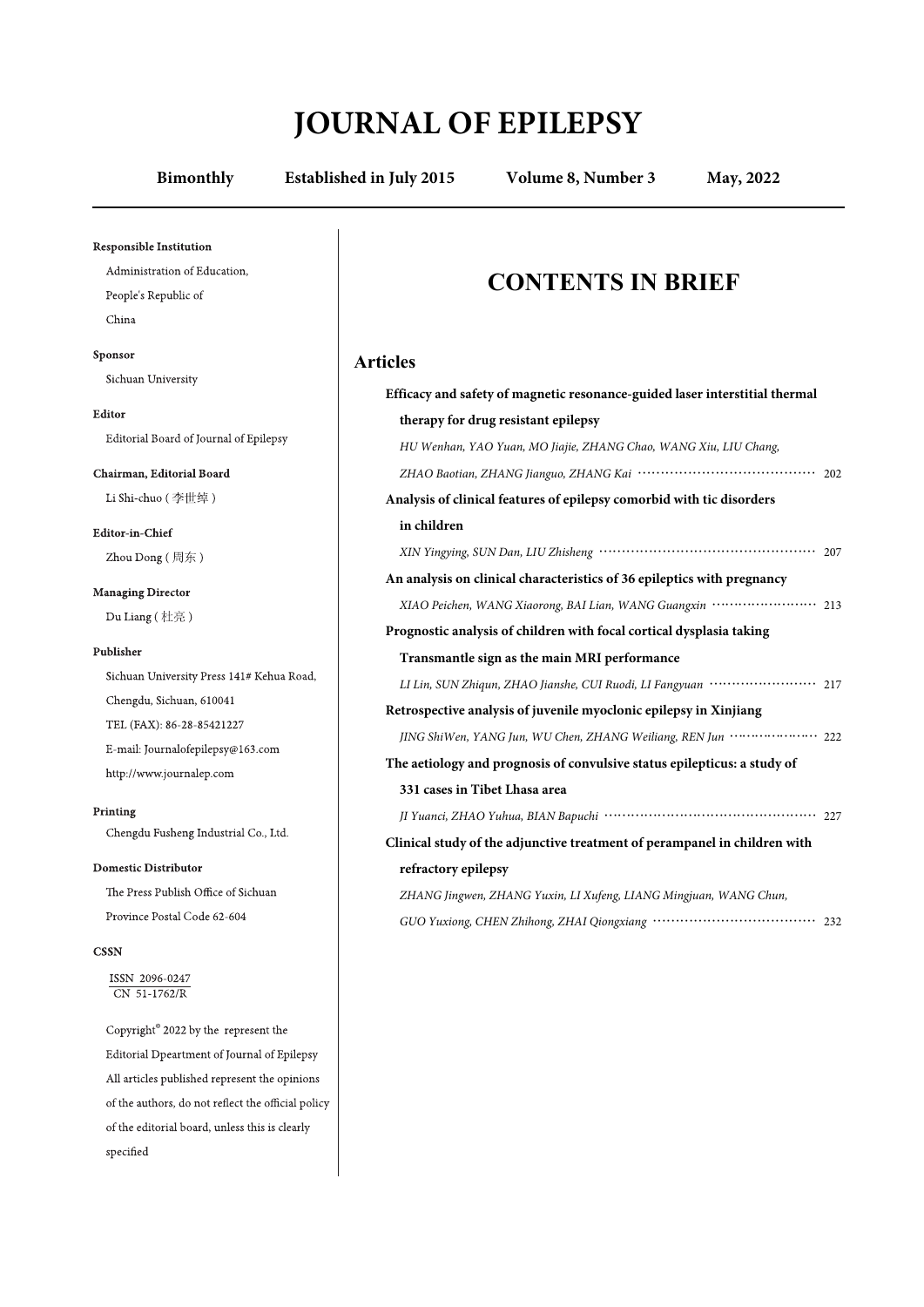# JOURNAL OF EPILEPSY

**Bimonthly** **Established in July 2015** **Volume 8, Number 3** **May, 2022**

**Responsible Institution**

Administration of Education, People's Republic of China

**Sponsor**

Sichuan University

**Editor**

Editorial Board of Journal of Epilepsy

**Chairman, Editorial Board**

Li Shi-chuo (李世绰)

**Editor-in-Chief**

Zhou Dong (周东)

**Managing Director**

Du Liang (杜亮)

**Publisher**

Sichuan University Press 141# Kehua Road, Chengdu, Sichuan, 610041

TEL (FAX): 86-28-85421227

E-mail: Journalofepilepsy@163.com

http://www.journalep.com

**Printing**

Chengdu Fusheng Industrial Co., Ltd.

**Domestic Distributor**

The Press Publish Office of Sichuan Province Postal Code 62-604

**CSSN**

ISSN 2096-0247
CN 51-1762/R

Copyright® 2022 by the represent the Editorial Dpeartment of Journal of Epilepsy All articles published represent the opinions of the authors, do not reflect the official policy of the editorial board, unless this is clearly specified

## CONTENTS IN BRIEF

### Articles

**Efficacy and safety of magnetic resonance-guided laser interstitial thermal therapy for drug resistant epilepsy**
*HU Wenhan, YAO Yuan, MO Jiajie, ZHANG Chao, WANG Xiu, LIU Chang, ZHAO Baotian, ZHANG Jianguo, ZHANG Kai* ······ 202

**Analysis of clinical features of epilepsy comorbid with tic disorders in children**
*XIN Yingying, SUN Dan, LIU Zhisheng* ······ 207

**An analysis on clinical characteristics of 36 epileptics with pregnancy**
*XIAO Peichen, WANG Xiaorong, BAI Lian, WANG Guangxin* ······ 213

**Prognostic analysis of children with focal cortical dysplasia taking Transmantle sign as the main MRI performance**
*LI Lin, SUN Zhiqun, ZHAO Jianshe, CUI Ruodi, LI Fangyuan* ······ 217

**Retrospective analysis of juvenile myoclonic epilepsy in Xinjiang**
*JING ShiWen, YANG Jun, WU Chen, ZHANG Weiliang, REN Jun* ······ 222

**The aetiology and prognosis of convulsive status epilepticus: a study of 331 cases in Tibet Lhasa area**
*JI Yuanci, ZHAO Yuhua, BIAN Bapuchi* ······ 227

**Clinical study of the adjunctive treatment of perampanel in children with refractory epilepsy**
*ZHANG Jingwen, ZHANG Yuxin, LI Xufeng, LIANG Mingjuan, WANG Chun, GUO Yuxiong, CHEN Zhihong, ZHAI Qiongxiang* ······ 232